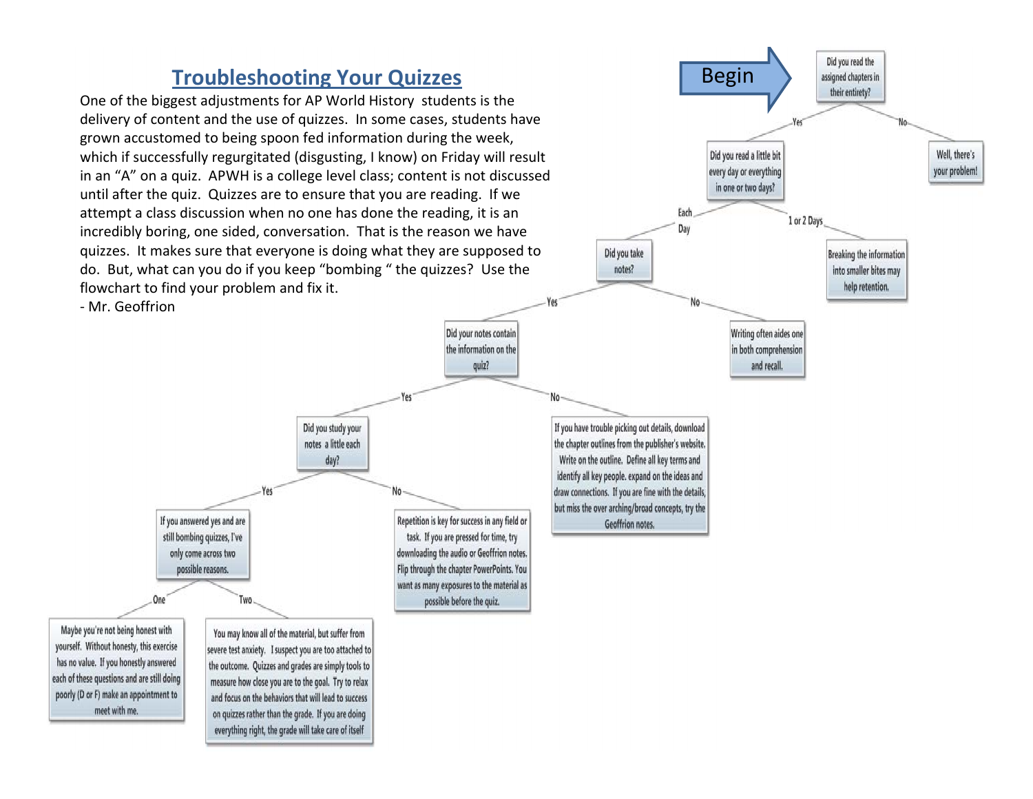## Troubleshooting Your Quizzes

One of the biggest adjustments for AP World History students is the delivery of content and the use of quizzes. In some cases, students have grown accustomed to being spoon fed information during the week, which if successfully regurgitated (disgusting, I know) on Friday will result in an "A" on a quiz. APWH is a college level class; content is not discussed until after the quiz. Quizzes are to ensure that you are reading. If we attempt a class discussion when no one has done the reading, it is an incredibly boring, one sided, conversation. That is the reason we have quizzes. It makes sure that everyone is doing what they are supposed to do. But, what can you do if you keep "bombing " the quizzes? Use the flowchart to find your problem and fix it.

- Mr. Geoffrion

**Begin**

**Did you read the assigned chapters in their entirety?**

- **No** → Well, there's your problem!
- **Yes** → **Did you read a little bit every day or everything in one or two days?**
  - **1 or 2 Days** → Breaking the information into smaller bites may help retention.
  - **Each Day** → **Did you take notes?**
    - **No** → Writing often aides one in both comprehension and recall.
    - **Yes** → **Did your notes contain the information on the quiz?**
      - **No** → If you have trouble picking out details, download the chapter outlines from the publisher's website. Write on the outline. Define all key terms and identify all key people. expand on the ideas and draw connections. If you are fine with the details, but miss the over arching/broad concepts, try the Geoffrion notes.
      - **Yes** → **Did you study your notes a little each day?**
        - **No** → Repetition is key for success in any field or task. If you are pressed for time, try downloading the audio or Geoffrion notes. Flip through the chapter PowerPoints. You want as many exposures to the material as possible before the quiz.
        - **Yes** → If you answered yes and are still bombing quizzes, I've only come across two possible reasons.
          - **One** → Maybe you're not being honest with yourself. Without honesty, this exercise has no value. If you honestly answered each of these questions and are still doing poorly (D or F) make an appointment to meet with me.
          - **Two** → You may know all of the material, but suffer from severe test anxiety. I suspect you are too attached to the outcome. Quizzes and grades are simply tools to measure how close you are to the goal. Try to relax and focus on the behaviors that will lead to success on quizzes rather than the grade. If you are doing everything right, the grade will take care of itself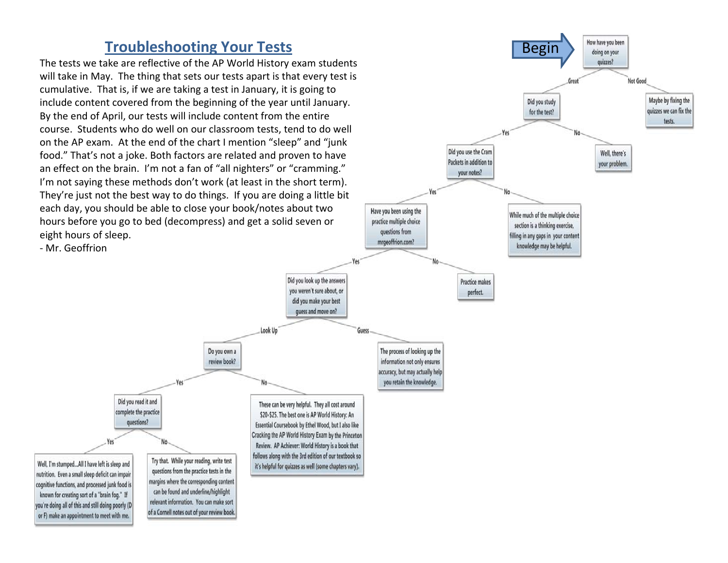## Troubleshooting Your Tests

The tests we take are reflective of the AP World History exam students will take in May. The thing that sets our tests apart is that every test is cumulative. That is, if we are taking a test in January, it is going to include content covered from the beginning of the year until January. By the end of April, our tests will include content from the entire course. Students who do well on our classroom tests, tend to do well on the AP exam. At the end of the chart I mention "sleep" and "junk food." That's not a joke. Both factors are related and proven to have an effect on the brain. I'm not a fan of "all nighters" or "cramming." I'm not saying these methods don't work (at least in the short term). They're just not the best way to do things. If you are doing a little bit each day, you should be able to close your book/notes about two hours before you go to bed (decompress) and get a solid seven or eight hours of sleep.

- Mr. Geoffrion

Begin

How have you been doing on your quizzes?

Great

Not Good

Maybe by fixing the quizzes we can fix the tests.

Did you study for the test?

Yes

No

Well, there's your problem.

Did you use the Cram Packets in addition to your notes?

Yes

No

While much of the multiple choice section is a thinking exercise, filling in any gaps in your content knowledge may be helpful.

Have you been using the practice multiple choice questions from mrgeoffrion.com?

Yes

No

Practice makes perfect.

Did you look up the answers you weren't sure about, or did you make your best guess and move on?

Look Up

Guess

The process of looking up the information not only ensures accuracy, but may actually help you retain the knowledge.

Do you own a review book?

Yes

No

These can be very helpful. They all cost around $20-$25. The best one is AP World History: An Essential Coursebook by Ethel Wood, but I also like Cracking the AP World History Exam by the Princeton Review. AP Achiever: World History is a book that follows along with the 3rd edition of our textbook so it's helpful for quizzes as well (some chapters vary).

Did you read it and complete the practice questions?

Yes

No

Try that. While your reading, write test questions from the practice tests in the margins where the corresponding content can be found and underline/highlight relevant information. You can make sort of a Cornell notes out of your review book.

Well, I'm stumped...All I have left is sleep and nutrition. Even a small sleep deficit can impair cognitive functions, and processed junk food is known for creating sort of a "brain fog." If you're doing all of this and still doing poorly (D or F) make an appointment to meet with me.